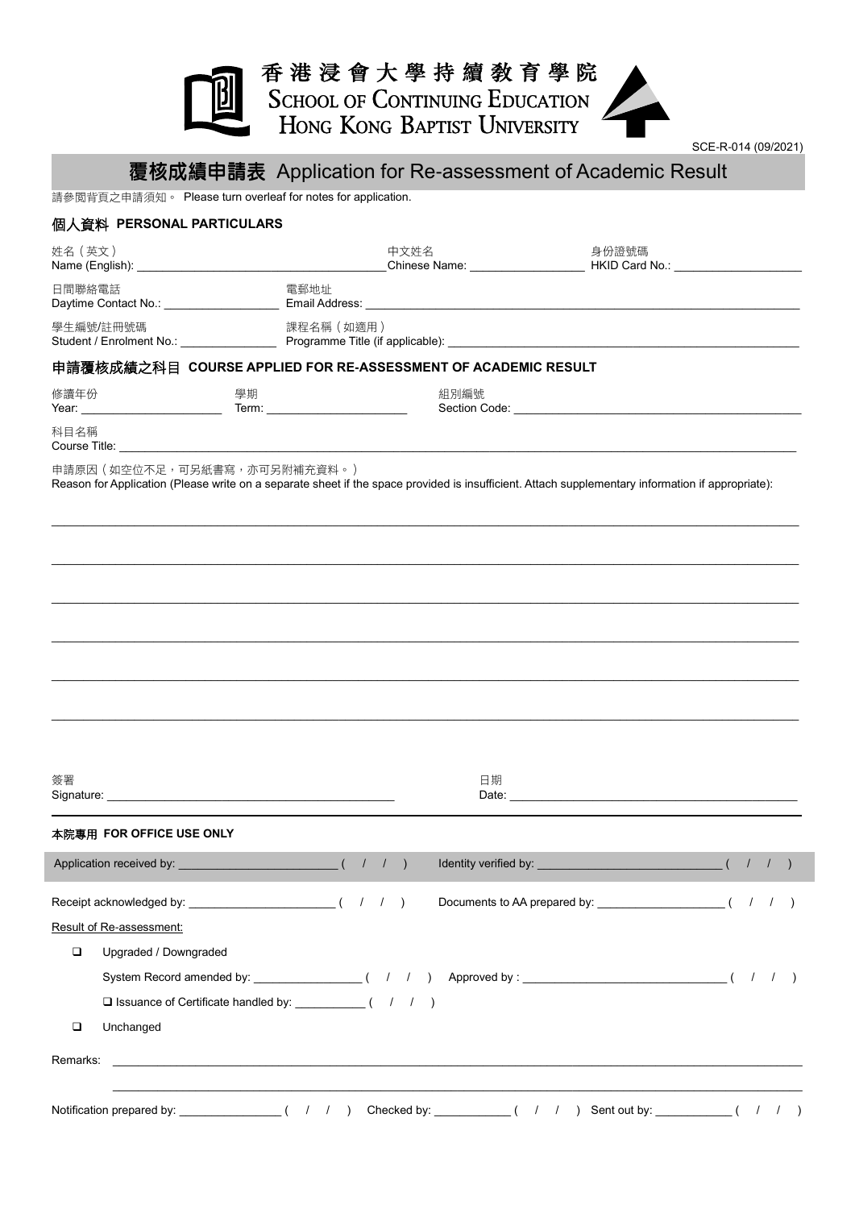# 香港浸會大學持續教育學院
# SCHOOL OF CONTINUING EDUCATION HONG KONG BAPTIST UNIVERSITY

SCE-R-014 (09/2021)

## 覆核成績申請表 Application for Re-assessment of Academic Result

請參閱背頁之申請須知。 Please turn overleaf for notes for application.

### 個人資料 PERSONAL PARTICULARS

姓名（英文）
Name (English): ____________________ 中文姓名 Chinese Name: ____________________ 身份證號碼 HKID Card No.: ____________________

日間聯絡電話
Daytime Contact No.: ____________________ 電郵地址 Email Address: ____________________

學生編號/註冊號碼
Student / Enrolment No.: ____________________ 課程名稱（如適用） Programme Title (if applicable): ____________________

### 申請覆核成績之科目 COURSE APPLIED FOR RE-ASSESSMENT OF ACADEMIC RESULT

修讀年份
Year: ____________________ 學期 Term: ____________________ 組別編號 Section Code: ____________________

科目名稱
Course Title: ____________________

申請原因（如空位不足，可另紙書寫，亦可另附補充資料。）
Reason for Application (Please write on a separate sheet if the space provided is insufficient. Attach supplementary information if appropriate):

______________________________________________________________________

______________________________________________________________________

______________________________________________________________________

______________________________________________________________________

______________________________________________________________________

______________________________________________________________________

簽署
Signature: ____________________ 日期 Date: ____________________

### 本院專用 FOR OFFICE USE ONLY

Application received by: ____________________ ( / / ) Identity verified by: ____________________ ( / / )

Receipt acknowledged by: ____________________ ( / / ) Documents to AA prepared by: ____________________ ( / / )

Result of Re-assessment:

- ❑ Upgraded / Downgraded
  - System Record amended by: ____________________ ( / / ) Approved by : ____________________ ( / / )
  - ❑ Issuance of Certificate handled by: ____________ ( / / )
- ❑ Unchanged

Remarks: ______________________________________________________________________

______________________________________________________________________

Notification prepared by: ____________________ ( / / ) Checked by: ____________ ( / / ) Sent out by: ____________ ( / / )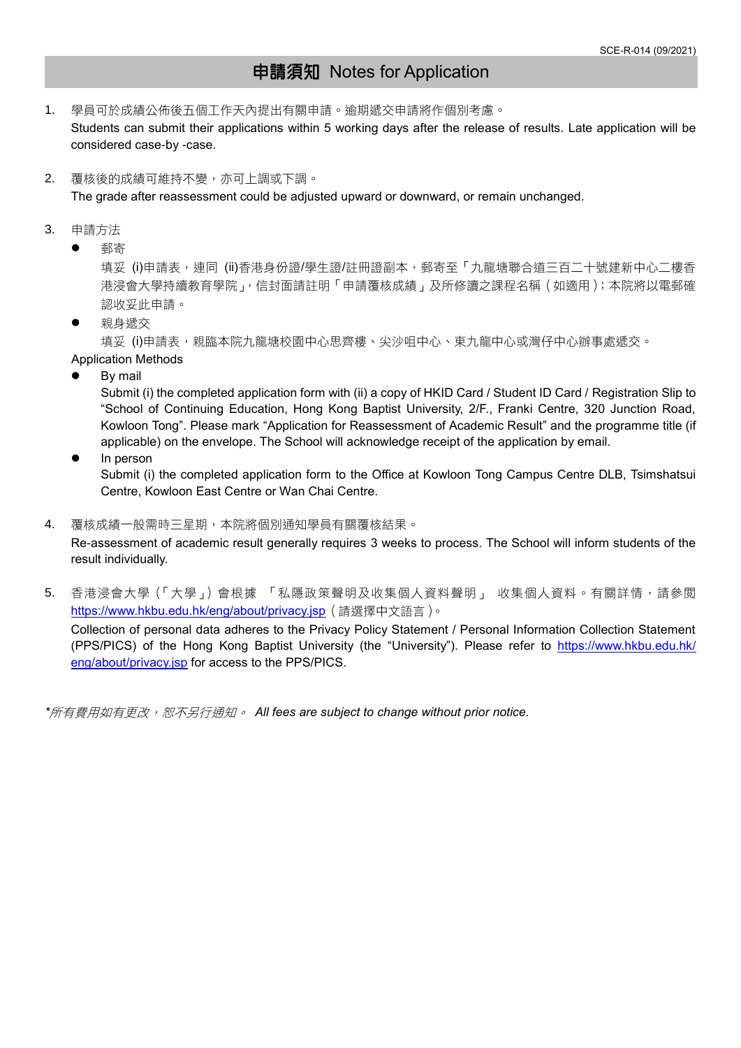## **申請須知** Notes for Application

1. 學員可於成績公佈後五個工作天內提出有關申請。逾期遞交申請將作個別考慮。
   Students can submit their applications within 5 working days after the release of results. Late application will be considered case-by -case.

2. 覆核後的成績可維持不變，亦可上調或下調。
   The grade after reassessment could be adjusted upward or downward, or remain unchanged.

3. 申請方法
   - 郵寄
     填妥 (i)申請表，連同 (ii)香港身份證/學生證/註冊證副本，郵寄至「九龍塘聯合道三百二十號建新中心二樓香港浸會大學持續教育學院」，信封面請註明「申請覆核成績」及所修讀之課程名稱（如適用）；本院將以電郵確認收妥此申請。
   - 親身遞交
     填妥 (i)申請表，親臨本院九龍塘校園中心思齊樓、尖沙咀中心、東九龍中心或灣仔中心辦事處遞交。

   Application Methods
   - By mail
     Submit (i) the completed application form with (ii) a copy of HKID Card / Student ID Card / Registration Slip to "School of Continuing Education, Hong Kong Baptist University, 2/F., Franki Centre, 320 Junction Road, Kowloon Tong". Please mark "Application for Reassessment of Academic Result" and the programme title (if applicable) on the envelope. The School will acknowledge receipt of the application by email.
   - In person
     Submit (i) the completed application form to the Office at Kowloon Tong Campus Centre DLB, Tsimshatsui Centre, Kowloon East Centre or Wan Chai Centre.

4. 覆核成績一般需時三星期，本院將個別通知學員有關覆核結果。
   Re-assessment of academic result generally requires 3 weeks to process. The School will inform students of the result individually.

5. 香港浸會大學（「大學」）會根據 「私隱政策聲明及收集個人資料聲明」 收集個人資料。有關詳情，請參閱 https://www.hkbu.edu.hk/eng/about/privacy.jsp（請選擇中文語言）。
   Collection of personal data adheres to the Privacy Policy Statement / Personal Information Collection Statement (PPS/PICS) of the Hong Kong Baptist University (the "University"). Please refer to https://www.hkbu.edu.hk/eng/about/privacy.jsp for access to the PPS/PICS.

**\***_所有費用如有更改，恕不另行通知。 All fees are subject to change without prior notice._